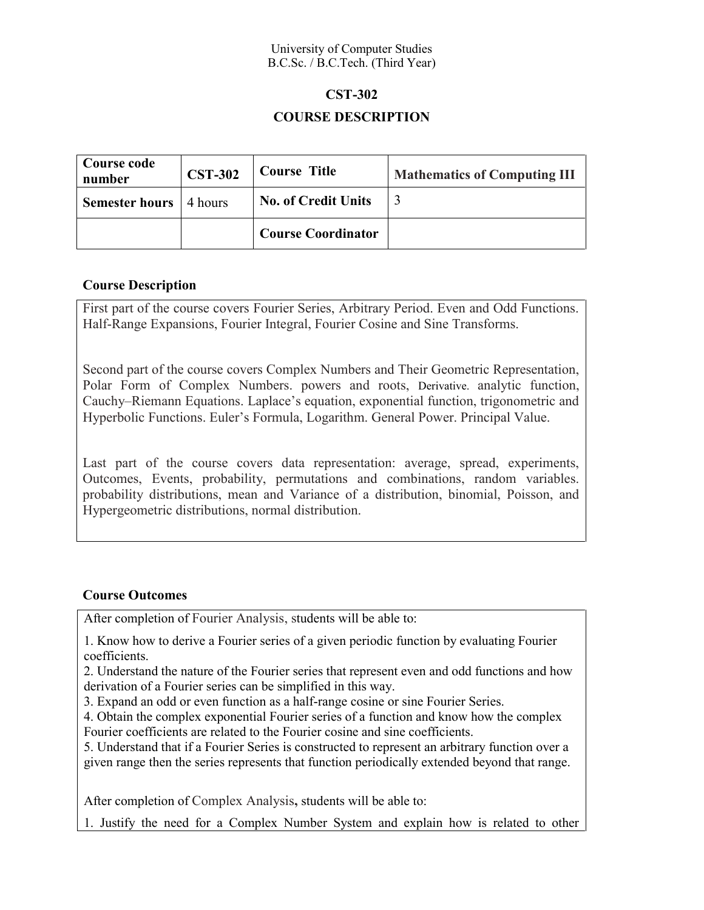University of Computer Studies
B.C.Sc. / B.C.Tech. (Third Year)

# CST-302

## COURSE DESCRIPTION

| **Course code number** | **CST-302** | **Course Title** | **Mathematics of Computing III** |
|---|---|---|---|
| **Semester hours** | 4 hours | **No. of Credit Units** | 3 |
| | | **Course Coordinator** | |

### Course Description

First part of the course covers Fourier Series, Arbitrary Period. Even and Odd Functions. Half-Range Expansions, Fourier Integral, Fourier Cosine and Sine Transforms.

Second part of the course covers Complex Numbers and Their Geometric Representation, Polar Form of Complex Numbers. powers and roots, Derivative. analytic function, Cauchy–Riemann Equations. Laplace's equation, exponential function, trigonometric and Hyperbolic Functions. Euler's Formula, Logarithm. General Power. Principal Value.

Last part of the course covers data representation: average, spread, experiments, Outcomes, Events, probability, permutations and combinations, random variables. probability distributions, mean and Variance of a distribution, binomial, Poisson, and Hypergeometric distributions, normal distribution.

### Course Outcomes

After completion of Fourier Analysis, students will be able to:

1. Know how to derive a Fourier series of a given periodic function by evaluating Fourier coefficients.
2. Understand the nature of the Fourier series that represent even and odd functions and how derivation of a Fourier series can be simplified in this way.
3. Expand an odd or even function as a half-range cosine or sine Fourier Series.
4. Obtain the complex exponential Fourier series of a function and know how the complex Fourier coefficients are related to the Fourier cosine and sine coefficients.
5. Understand that if a Fourier Series is constructed to represent an arbitrary function over a given range then the series represents that function periodically extended beyond that range.

After completion of Complex Analysis**,** students will be able to:

1. Justify the need for a Complex Number System and explain how is related to other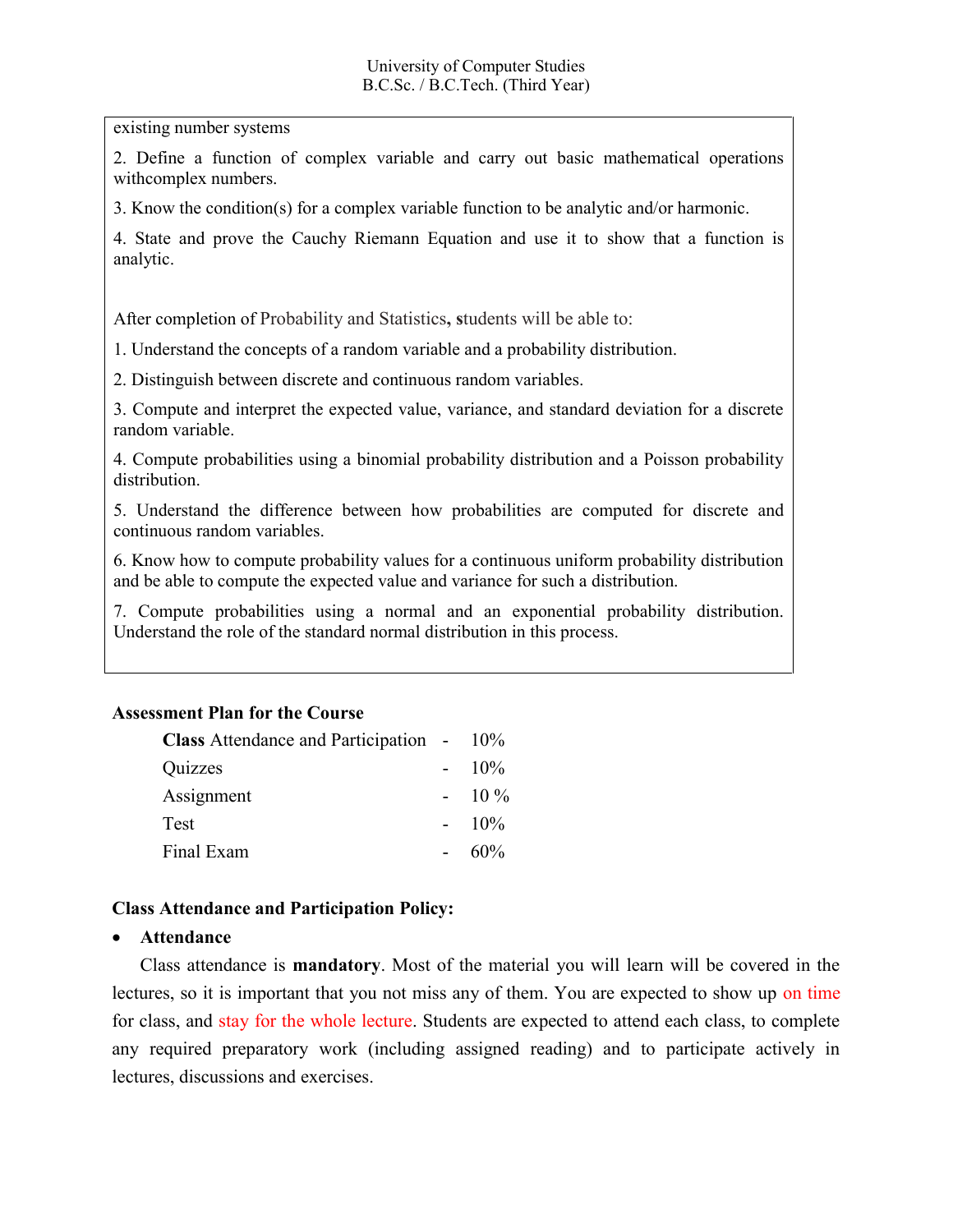existing number systems

2. Define a function of complex variable and carry out basic mathematical operations withcomplex numbers.

3. Know the condition(s) for a complex variable function to be analytic and/or harmonic.

4. State and prove the Cauchy Riemann Equation and use it to show that a function is analytic.

After completion of Probability and Statistics**, s**tudents will be able to:

1. Understand the concepts of a random variable and a probability distribution.

2. Distinguish between discrete and continuous random variables.

3. Compute and interpret the expected value, variance, and standard deviation for a discrete random variable.

4. Compute probabilities using a binomial probability distribution and a Poisson probability distribution.

5. Understand the difference between how probabilities are computed for discrete and continuous random variables.

6. Know how to compute probability values for a continuous uniform probability distribution and be able to compute the expected value and variance for such a distribution.

7. Compute probabilities using a normal and an exponential probability distribution. Understand the role of the standard normal distribution in this process.

**Assessment Plan for the Course**

| | | |
|---|---|---|
| **Class** Attendance and Participation | - | 10% |
| Quizzes | - | 10% |
| Assignment | - | 10 % |
| Test | - | 10% |
| Final Exam | - | 60% |

**Class Attendance and Participation Policy:**

- **Attendance**

Class attendance is **mandatory**. Most of the material you will learn will be covered in the lectures, so it is important that you not miss any of them. You are expected to show up on time for class, and stay for the whole lecture. Students are expected to attend each class, to complete any required preparatory work (including assigned reading) and to participate actively in lectures, discussions and exercises.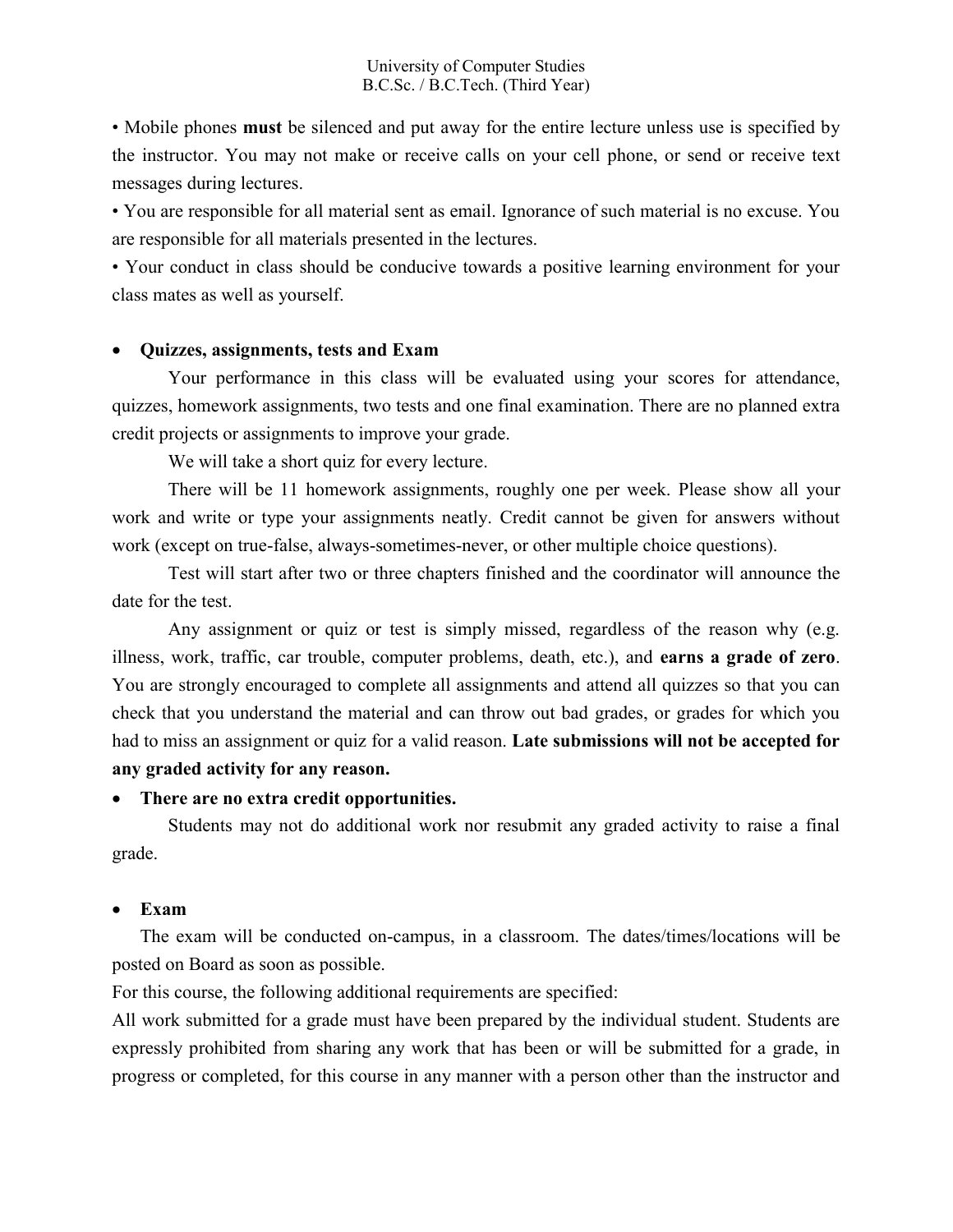• Mobile phones **must** be silenced and put away for the entire lecture unless use is specified by the instructor. You may not make or receive calls on your cell phone, or send or receive text messages during lectures.

• You are responsible for all material sent as email. Ignorance of such material is no excuse. You are responsible for all materials presented in the lectures.

• Your conduct in class should be conducive towards a positive learning environment for your class mates as well as yourself.

- **Quizzes, assignments, tests and Exam**

Your performance in this class will be evaluated using your scores for attendance, quizzes, homework assignments, two tests and one final examination. There are no planned extra credit projects or assignments to improve your grade.

We will take a short quiz for every lecture.

There will be 11 homework assignments, roughly one per week. Please show all your work and write or type your assignments neatly. Credit cannot be given for answers without work (except on true-false, always-sometimes-never, or other multiple choice questions).

Test will start after two or three chapters finished and the coordinator will announce the date for the test.

Any assignment or quiz or test is simply missed, regardless of the reason why (e.g. illness, work, traffic, car trouble, computer problems, death, etc.), and **earns a grade of zero**. You are strongly encouraged to complete all assignments and attend all quizzes so that you can check that you understand the material and can throw out bad grades, or grades for which you had to miss an assignment or quiz for a valid reason. **Late submissions will not be accepted for any graded activity for any reason.**

- **There are no extra credit opportunities.**

Students may not do additional work nor resubmit any graded activity to raise a final grade.

- **Exam**

The exam will be conducted on-campus, in a classroom. The dates/times/locations will be posted on Board as soon as possible.

For this course, the following additional requirements are specified:

All work submitted for a grade must have been prepared by the individual student. Students are expressly prohibited from sharing any work that has been or will be submitted for a grade, in progress or completed, for this course in any manner with a person other than the instructor and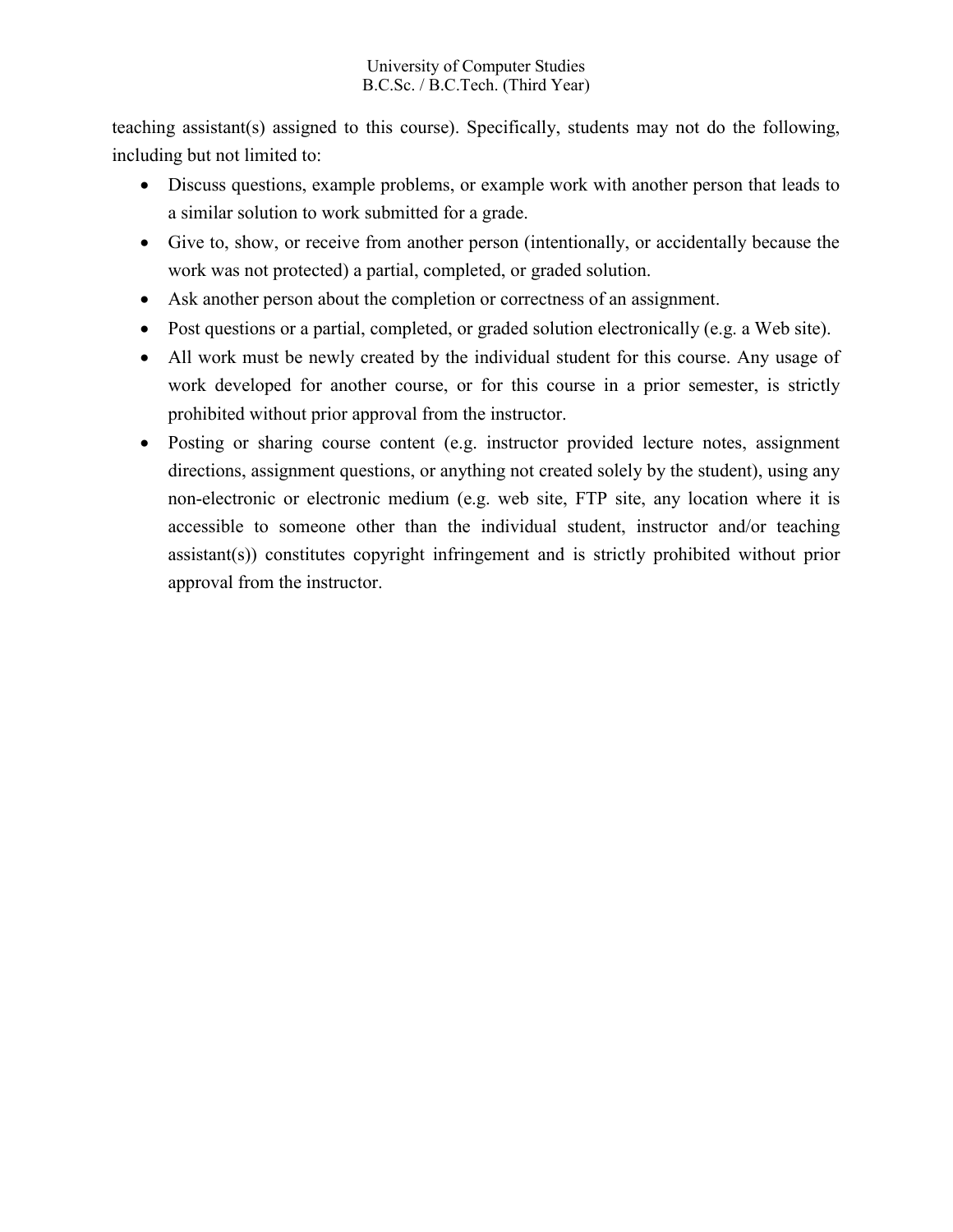teaching assistant(s) assigned to this course). Specifically, students may not do the following, including but not limited to:

- Discuss questions, example problems, or example work with another person that leads to a similar solution to work submitted for a grade.
- Give to, show, or receive from another person (intentionally, or accidentally because the work was not protected) a partial, completed, or graded solution.
- Ask another person about the completion or correctness of an assignment.
- Post questions or a partial, completed, or graded solution electronically (e.g. a Web site).
- All work must be newly created by the individual student for this course. Any usage of work developed for another course, or for this course in a prior semester, is strictly prohibited without prior approval from the instructor.
- Posting or sharing course content (e.g. instructor provided lecture notes, assignment directions, assignment questions, or anything not created solely by the student), using any non-electronic or electronic medium (e.g. web site, FTP site, any location where it is accessible to someone other than the individual student, instructor and/or teaching assistant(s)) constitutes copyright infringement and is strictly prohibited without prior approval from the instructor.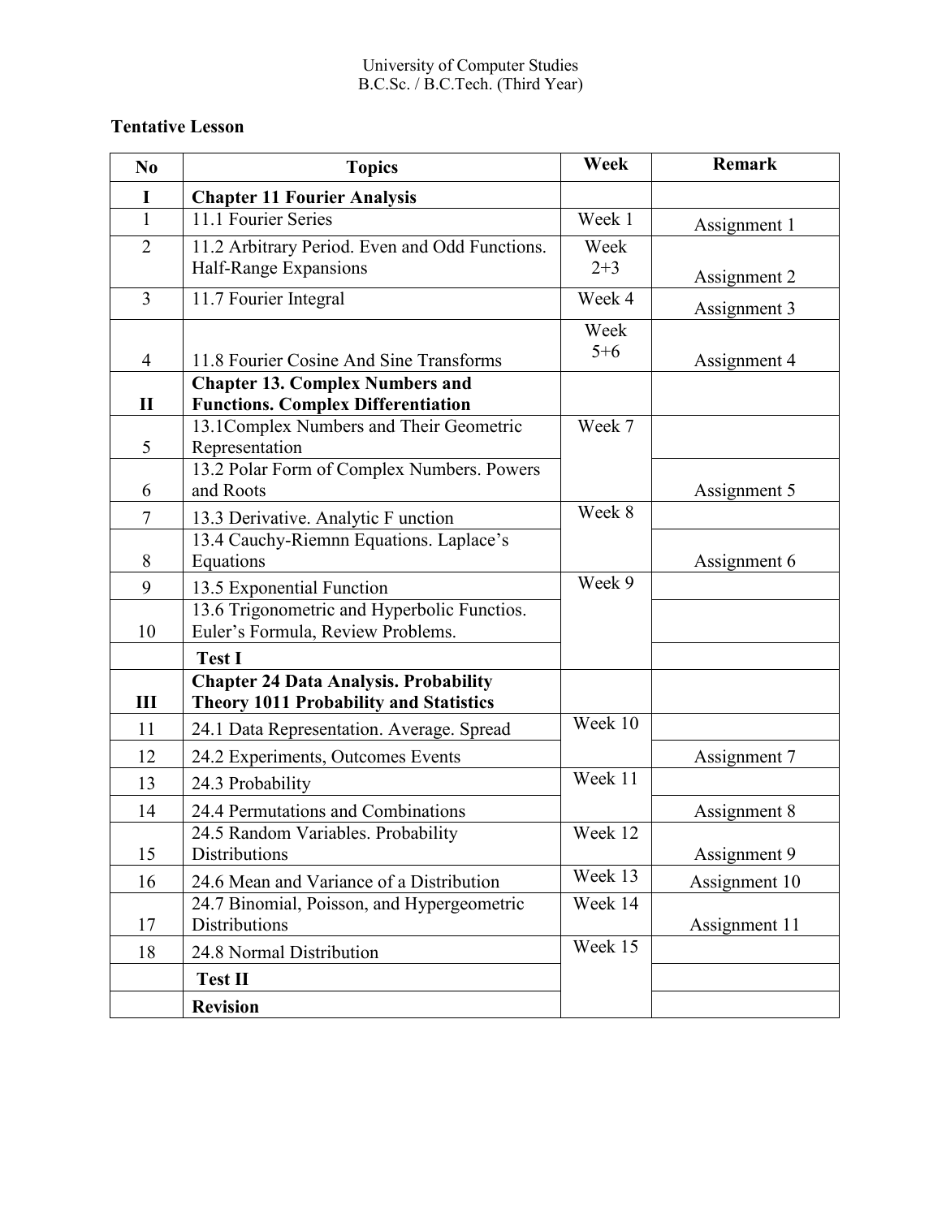University of Computer Studies
B.C.Sc. / B.C.Tech. (Third Year)

**Tentative Lesson**

| No | Topics | Week | Remark |
|---|---|---|---|
| **I** | **Chapter 11 Fourier Analysis** | | |
| 1 | 11.1 Fourier Series | Week 1 | Assignment 1 |
| 2 | 11.2 Arbitrary Period. Even and Odd Functions. Half-Range Expansions | Week 2+3 | Assignment 2 |
| 3 | 11.7 Fourier Integral | Week 4 | Assignment 3 |
| 4 | 11.8 Fourier Cosine And Sine Transforms | Week 5+6 | Assignment 4 |
| **II** | **Chapter 13. Complex Numbers and Functions. Complex Differentiation** | | |
| 5 | 13.1Complex Numbers and Their Geometric Representation | Week 7 | |
| 6 | 13.2 Polar Form of Complex Numbers. Powers and Roots | | Assignment 5 |
| 7 | 13.3 Derivative. Analytic F unction | Week 8 | |
| 8 | 13.4 Cauchy-Riemnn Equations. Laplace's Equations | | Assignment 6 |
| 9 | 13.5 Exponential Function | Week 9 | |
| 10 | 13.6 Trigonometric and Hyperbolic Functios. Euler's Formula, Review Problems. | | |
| | **Test I** | | |
| **III** | **Chapter 24 Data Analysis. Probability Theory 1011 Probability and Statistics** | | |
| 11 | 24.1 Data Representation. Average. Spread | Week 10 | |
| 12 | 24.2 Experiments, Outcomes Events | | Assignment 7 |
| 13 | 24.3 Probability | Week 11 | |
| 14 | 24.4 Permutations and Combinations | | Assignment 8 |
| 15 | 24.5 Random Variables. Probability Distributions | Week 12 | Assignment 9 |
| 16 | 24.6 Mean and Variance of a Distribution | Week 13 | Assignment 10 |
| 17 | 24.7 Binomial, Poisson, and Hypergeometric Distributions | Week 14 | Assignment 11 |
| 18 | 24.8 Normal Distribution | Week 15 | |
| | **Test II** | | |
| | **Revision** | | |